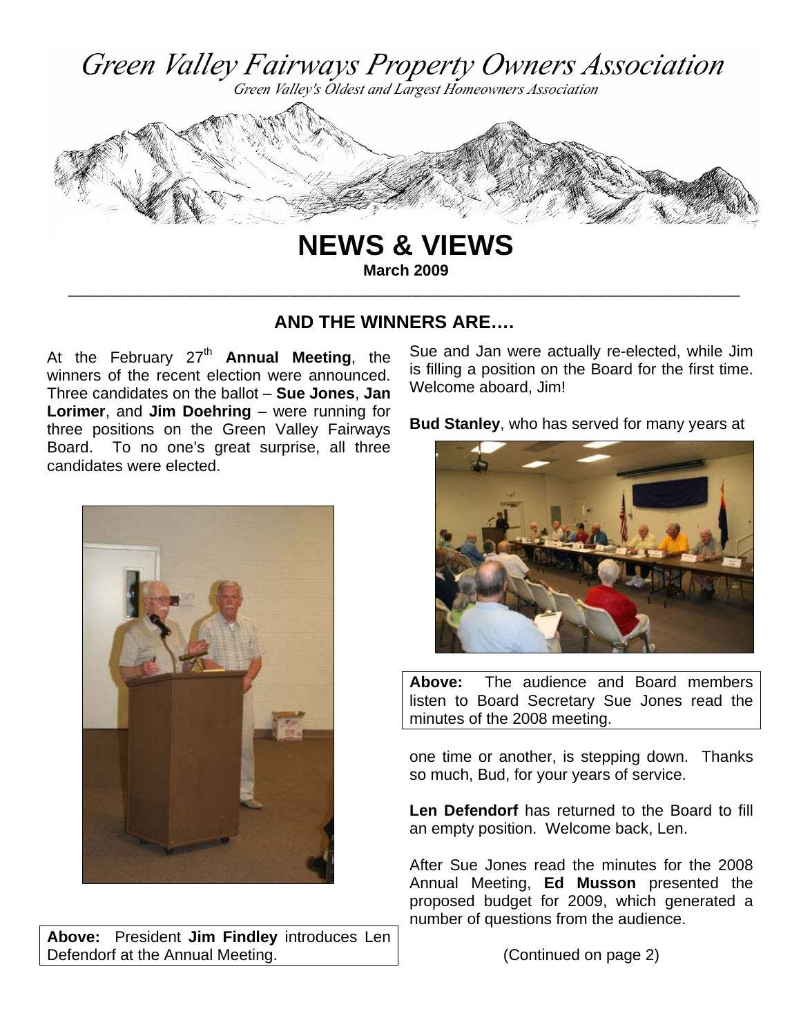# Green Valley Fairways Property Owners Association

*Green Valley's Oldest and Largest Homeowners Association*

# NEWS & VIEWS

**March 2009**

## AND THE WINNERS ARE….

At the February 27th **Annual Meeting**, the winners of the recent election were announced. Three candidates on the ballot – **Sue Jones**, **Jan Lorimer**, and **Jim Doehring** – were running for three positions on the Green Valley Fairways Board. To no one's great surprise, all three candidates were elected.

**Above:** President **Jim Findley** introduces Len Defendorf at the Annual Meeting.

Sue and Jan were actually re-elected, while Jim is filling a position on the Board for the first time. Welcome aboard, Jim!

**Bud Stanley**, who has served for many years at one time or another, is stepping down. Thanks so much, Bud, for your years of service.

**Above:** The audience and Board members listen to Board Secretary Sue Jones read the minutes of the 2008 meeting.

**Len Defendorf** has returned to the Board to fill an empty position. Welcome back, Len.

After Sue Jones read the minutes for the 2008 Annual Meeting, **Ed Musson** presented the proposed budget for 2009, which generated a number of questions from the audience.

(Continued on page 2)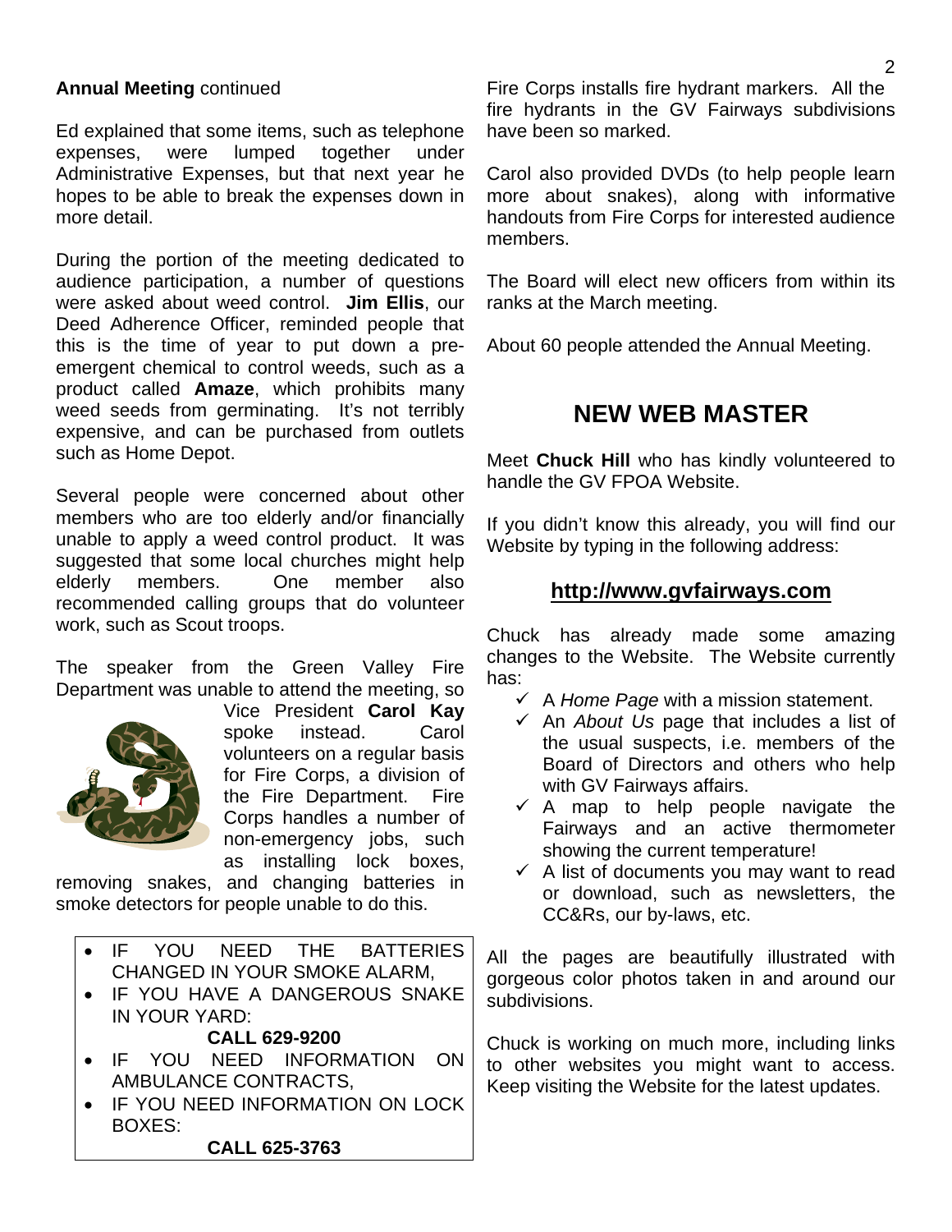**Annual Meeting** continued

Ed explained that some items, such as telephone expenses, were lumped together under Administrative Expenses, but that next year he hopes to be able to break the expenses down in more detail.

During the portion of the meeting dedicated to audience participation, a number of questions were asked about weed control. **Jim Ellis**, our Deed Adherence Officer, reminded people that this is the time of year to put down a pre-emergent chemical to control weeds, such as a product called **Amaze**, which prohibits many weed seeds from germinating. It's not terribly expensive, and can be purchased from outlets such as Home Depot.

Several people were concerned about other members who are too elderly and/or financially unable to apply a weed control product. It was suggested that some local churches might help elderly members. One member also recommended calling groups that do volunteer work, such as Scout troops.

The speaker from the Green Valley Fire Department was unable to attend the meeting, so Vice President **Carol Kay** spoke instead. Carol volunteers on a regular basis for Fire Corps, a division of the Fire Department. Fire Corps handles a number of non-emergency jobs, such as installing lock boxes, removing snakes, and changing batteries in smoke detectors for people unable to do this.

- IF YOU NEED THE BATTERIES CHANGED IN YOUR SMOKE ALARM,
- IF YOU HAVE A DANGEROUS SNAKE IN YOUR YARD:

**CALL 629-9200**

- IF YOU NEED INFORMATION ON AMBULANCE CONTRACTS,
- IF YOU NEED INFORMATION ON LOCK BOXES:

**CALL 625-3763**

Fire Corps installs fire hydrant markers. All the fire hydrants in the GV Fairways subdivisions have been so marked.

Carol also provided DVDs (to help people learn more about snakes), along with informative handouts from Fire Corps for interested audience members.

The Board will elect new officers from within its ranks at the March meeting.

About 60 people attended the Annual Meeting.

## NEW WEB MASTER

Meet **Chuck Hill** who has kindly volunteered to handle the GV FPOA Website.

If you didn't know this already, you will find our Website by typing in the following address:

**http://www.gvfairways.com**

Chuck has already made some amazing changes to the Website. The Website currently has:

- ✓ A *Home Page* with a mission statement.
- ✓ An *About Us* page that includes a list of the usual suspects, i.e. members of the Board of Directors and others who help with GV Fairways affairs.
- ✓ A map to help people navigate the Fairways and an active thermometer showing the current temperature!
- ✓ A list of documents you may want to read or download, such as newsletters, the CC&Rs, our by-laws, etc.

All the pages are beautifully illustrated with gorgeous color photos taken in and around our subdivisions.

Chuck is working on much more, including links to other websites you might want to access. Keep visiting the Website for the latest updates.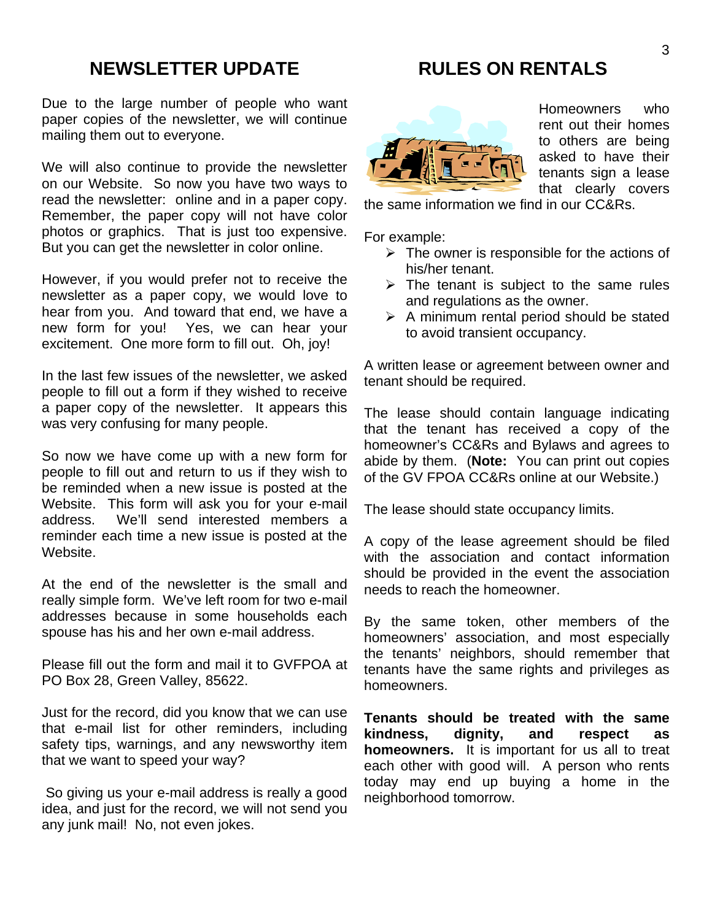## NEWSLETTER UPDATE

Due to the large number of people who want paper copies of the newsletter, we will continue mailing them out to everyone.

We will also continue to provide the newsletter on our Website. So now you have two ways to read the newsletter: online and in a paper copy. Remember, the paper copy will not have color photos or graphics. That is just too expensive. But you can get the newsletter in color online.

However, if you would prefer not to receive the newsletter as a paper copy, we would love to hear from you. And toward that end, we have a new form for you! Yes, we can hear your excitement. One more form to fill out. Oh, joy!

In the last few issues of the newsletter, we asked people to fill out a form if they wished to receive a paper copy of the newsletter. It appears this was very confusing for many people.

So now we have come up with a new form for people to fill out and return to us if they wish to be reminded when a new issue is posted at the Website. This form will ask you for your e-mail address. We'll send interested members a reminder each time a new issue is posted at the Website.

At the end of the newsletter is the small and really simple form. We've left room for two e-mail addresses because in some households each spouse has his and her own e-mail address.

Please fill out the form and mail it to GVFPOA at PO Box 28, Green Valley, 85622.

Just for the record, did you know that we can use that e-mail list for other reminders, including safety tips, warnings, and any newsworthy item that we want to speed your way?

So giving us your e-mail address is really a good idea, and just for the record, we will not send you any junk mail! No, not even jokes.

## RULES ON RENTALS

Homeowners who rent out their homes to others are being asked to have their tenants sign a lease that clearly covers the same information we find in our CC&Rs.

For example:

- The owner is responsible for the actions of his/her tenant.
- The tenant is subject to the same rules and regulations as the owner.
- A minimum rental period should be stated to avoid transient occupancy.

A written lease or agreement between owner and tenant should be required.

The lease should contain language indicating that the tenant has received a copy of the homeowner's CC&Rs and Bylaws and agrees to abide by them. (**Note:** You can print out copies of the GV FPOA CC&Rs online at our Website.)

The lease should state occupancy limits.

A copy of the lease agreement should be filed with the association and contact information should be provided in the event the association needs to reach the homeowner.

By the same token, other members of the homeowners' association, and most especially the tenants' neighbors, should remember that tenants have the same rights and privileges as homeowners.

**Tenants should be treated with the same kindness, dignity, and respect as homeowners.** It is important for us all to treat each other with good will. A person who rents today may end up buying a home in the neighborhood tomorrow.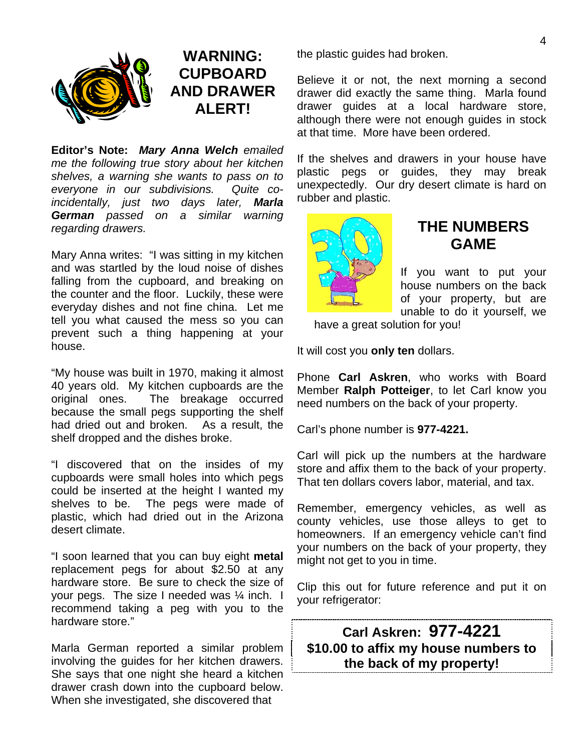## WARNING: CUPBOARD AND DRAWER ALERT!

**Editor's Note:** ***Mary Anna Welch*** *emailed me the following true story about her kitchen shelves, a warning she wants to pass on to everyone in our subdivisions. Quite co-incidentally, just two days later,* ***Marla German*** *passed on a similar warning regarding drawers.*

Mary Anna writes: "I was sitting in my kitchen and was startled by the loud noise of dishes falling from the cupboard, and breaking on the counter and the floor. Luckily, these were everyday dishes and not fine china. Let me tell you what caused the mess so you can prevent such a thing happening at your house.

"My house was built in 1970, making it almost 40 years old. My kitchen cupboards are the original ones. The breakage occurred because the small pegs supporting the shelf had dried out and broken. As a result, the shelf dropped and the dishes broke.

"I discovered that on the insides of my cupboards were small holes into which pegs could be inserted at the height I wanted my shelves to be. The pegs were made of plastic, which had dried out in the Arizona desert climate.

"I soon learned that you can buy eight **metal** replacement pegs for about $2.50 at any hardware store. Be sure to check the size of your pegs. The size I needed was ¼ inch. I recommend taking a peg with you to the hardware store."

Marla German reported a similar problem involving the guides for her kitchen drawers. She says that one night she heard a kitchen drawer crash down into the cupboard below. When she investigated, she discovered that the plastic guides had broken.

Believe it or not, the next morning a second drawer did exactly the same thing. Marla found drawer guides at a local hardware store, although there were not enough guides in stock at that time. More have been ordered.

If the shelves and drawers in your house have plastic pegs or guides, they may break unexpectedly. Our dry desert climate is hard on rubber and plastic.

## THE NUMBERS GAME

If you want to put your house numbers on the back of your property, but are unable to do it yourself, we have a great solution for you!

It will cost you **only ten** dollars.

Phone **Carl Askren**, who works with Board Member **Ralph Potteiger**, to let Carl know you need numbers on the back of your property.

Carl's phone number is **977-4221.**

Carl will pick up the numbers at the hardware store and affix them to the back of your property. That ten dollars covers labor, material, and tax.

Remember, emergency vehicles, as well as county vehicles, use those alleys to get to homeowners. If an emergency vehicle can't find your numbers on the back of your property, they might not get to you in time.

Clip this out for future reference and put it on your refrigerator:

**Carl Askren: 977-4221**
**$10.00 to affix my house numbers to the back of my property!**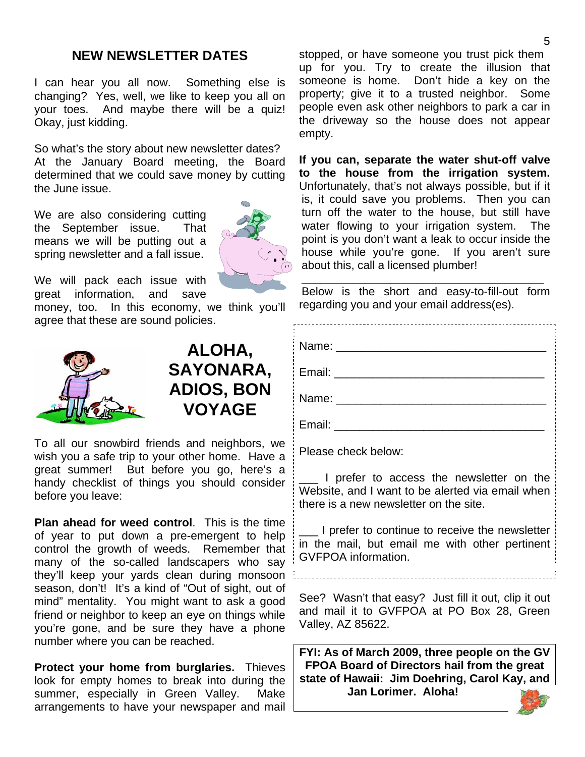## NEW NEWSLETTER DATES

I can hear you all now. Something else is changing? Yes, well, we like to keep you all on your toes. And maybe there will be a quiz! Okay, just kidding.

So what's the story about new newsletter dates? At the January Board meeting, the Board determined that we could save money by cutting the June issue.

We are also considering cutting the September issue. That means we will be putting out a spring newsletter and a fall issue.

We will pack each issue with great information, and save money, too. In this economy, we think you'll agree that these are sound policies.

## ALOHA, SAYONARA, ADIOS, BON VOYAGE

To all our snowbird friends and neighbors, we wish you a safe trip to your other home. Have a great summer! But before you go, here's a handy checklist of things you should consider before you leave:

**Plan ahead for weed control**. This is the time of year to put down a pre-emergent to help control the growth of weeds. Remember that many of the so-called landscapers who say they'll keep your yards clean during monsoon season, don't! It's a kind of "Out of sight, out of mind" mentality. You might want to ask a good friend or neighbor to keep an eye on things while you're gone, and be sure they have a phone number where you can be reached.

**Protect your home from burglaries.** Thieves look for empty homes to break into during the summer, especially in Green Valley. Make arrangements to have your newspaper and mail stopped, or have someone you trust pick them up for you. Try to create the illusion that someone is home. Don't hide a key on the property; give it to a trusted neighbor. Some people even ask other neighbors to park a car in the driveway so the house does not appear empty.

**If you can, separate the water shut-off valve to the house from the irrigation system.** Unfortunately, that's not always possible, but if it is, it could save you problems. Then you can turn off the water to the house, but still have water flowing to your irrigation system. The point is you don't want a leak to occur inside the house while you're gone. If you aren't sure about this, call a licensed plumber!

---

Below is the short and easy-to-fill-out form regarding you and your email address(es).

Name: ________________________________

Email: ________________________________

Name: ________________________________

Email: ________________________________

Please check below:

___ I prefer to access the newsletter on the Website, and I want to be alerted via email when there is a new newsletter on the site.

___ I prefer to continue to receive the newsletter in the mail, but email me with other pertinent GVFPOA information.

See? Wasn't that easy? Just fill it out, clip it out and mail it to GVFPOA at PO Box 28, Green Valley, AZ 85622.

**FYI: As of March 2009, three people on the GV FPOA Board of Directors hail from the great state of Hawaii: Jim Doehring, Carol Kay, and Jan Lorimer. Aloha!**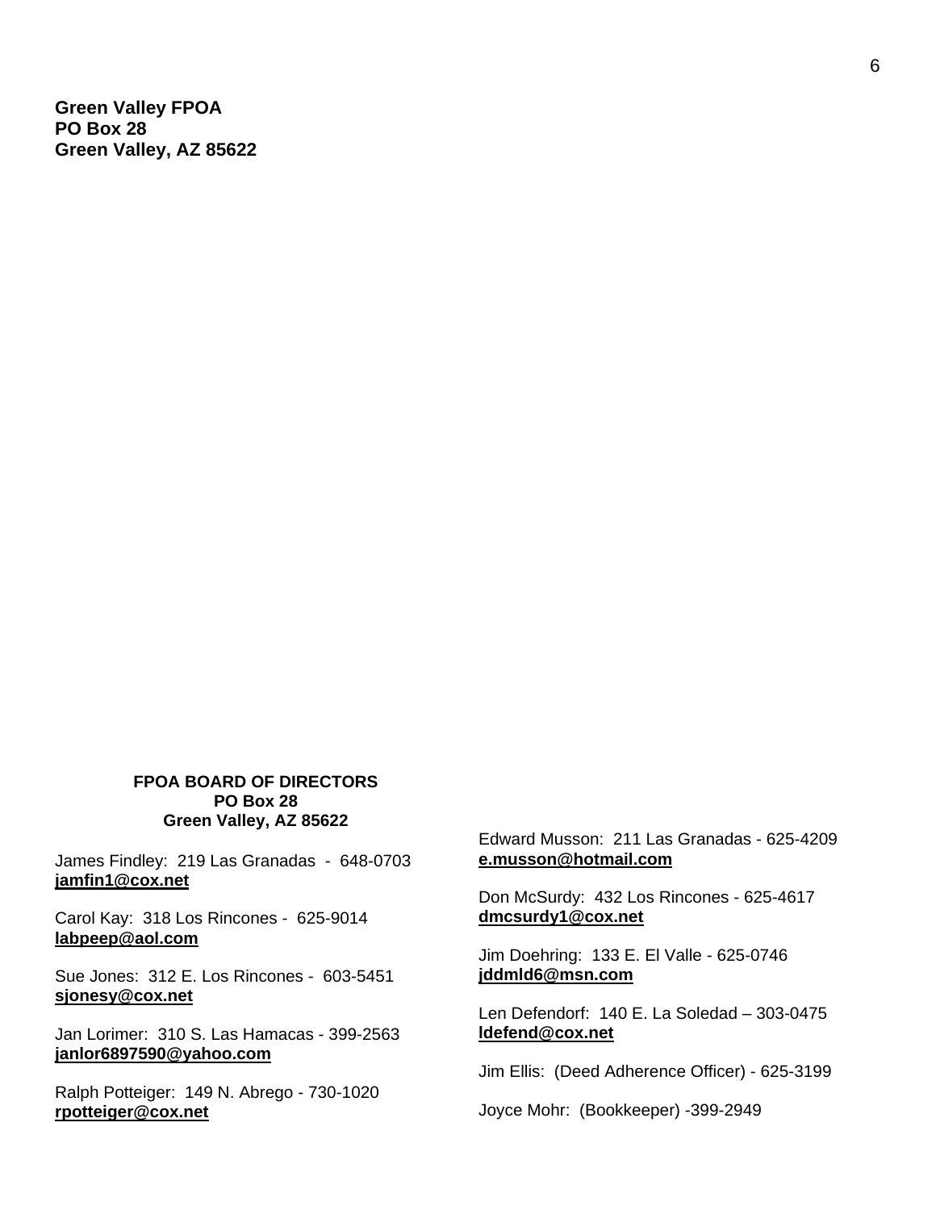**Green Valley FPOA**
**PO Box 28**
**Green Valley, AZ 85622**

**FPOA BOARD OF DIRECTORS**
**PO Box 28**
**Green Valley, AZ 85622**

James Findley: 219 Las Granadas - 648-0703
**jamfin1@cox.net**

Carol Kay: 318 Los Rincones - 625-9014
**labpeep@aol.com**

Sue Jones: 312 E. Los Rincones - 603-5451
**sjonesy@cox.net**

Jan Lorimer: 310 S. Las Hamacas - 399-2563
**janlor6897590@yahoo.com**

Ralph Potteiger: 149 N. Abrego - 730-1020
**rpotteiger@cox.net**

Edward Musson: 211 Las Granadas - 625-4209
**e.musson@hotmail.com**

Don McSurdy: 432 Los Rincones - 625-4617
**dmcsurdy1@cox.net**

Jim Doehring: 133 E. El Valle - 625-0746
**jddmld6@msn.com**

Len Defendorf: 140 E. La Soledad – 303-0475
**ldefend@cox.net**

Jim Ellis: (Deed Adherence Officer) - 625-3199

Joyce Mohr: (Bookkeeper) -399-2949